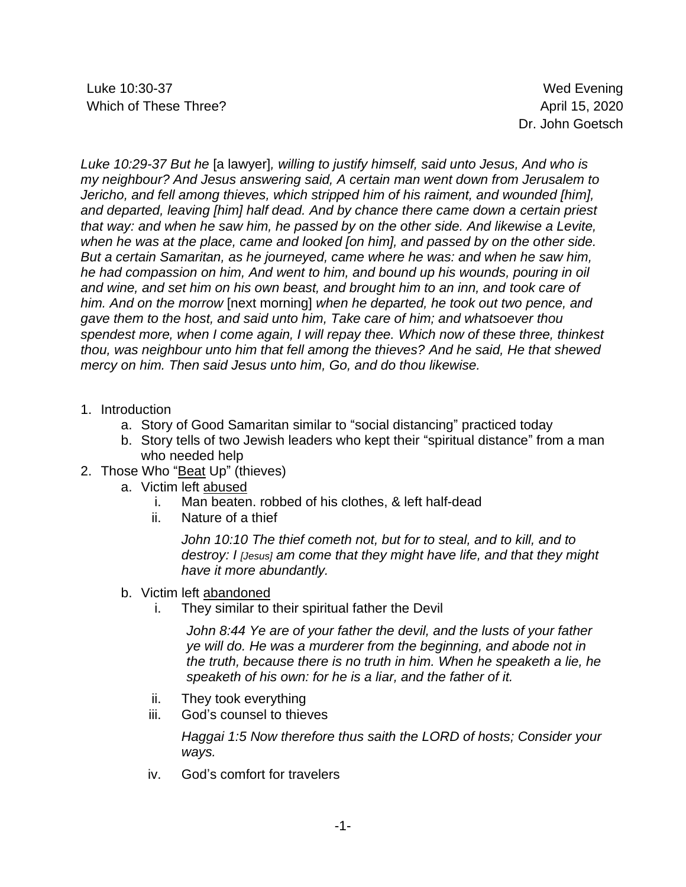Luke 10:30-37
Which of These Three?

Wed Evening
April 15, 2020
Dr. John Goetsch

*Luke 10:29-37 But he* [a lawyer]*, willing to justify himself, said unto Jesus, And who is my neighbour? And Jesus answering said, A certain man went down from Jerusalem to Jericho, and fell among thieves, which stripped him of his raiment, and wounded [him], and departed, leaving [him] half dead. And by chance there came down a certain priest that way: and when he saw him, he passed by on the other side. And likewise a Levite, when he was at the place, came and looked [on him], and passed by on the other side. But a certain Samaritan, as he journeyed, came where he was: and when he saw him, he had compassion on him, And went to him, and bound up his wounds, pouring in oil and wine, and set him on his own beast, and brought him to an inn, and took care of him. And on the morrow* [next morning] *when he departed, he took out two pence, and gave them to the host, and said unto him, Take care of him; and whatsoever thou spendest more, when I come again, I will repay thee. Which now of these three, thinkest thou, was neighbour unto him that fell among the thieves? And he said, He that shewed mercy on him. Then said Jesus unto him, Go, and do thou likewise.*

1. Introduction
    a. Story of Good Samaritan similar to "social distancing" practiced today
    b. Story tells of two Jewish leaders who kept their "spiritual distance" from a man who needed help
2. Those Who "<u>Beat</u> Up" (thieves)
    a. Victim left <u>abused</u>
        i. Man beaten. robbed of his clothes, & left half-dead
        ii. Nature of a thief

            *John 10:10 The thief cometh not, but for to steal, and to kill, and to destroy: I [Jesus] am come that they might have life, and that they might have it more abundantly.*

    b. Victim left <u>abandoned</u>
        i. They similar to their spiritual father the Devil

            *John 8:44 Ye are of your father the devil, and the lusts of your father ye will do. He was a murderer from the beginning, and abode not in the truth, because there is no truth in him. When he speaketh a lie, he speaketh of his own: for he is a liar, and the father of it.*

        ii. They took everything
        iii. God's counsel to thieves

            *Haggai 1:5 Now therefore thus saith the LORD of hosts; Consider your ways.*

        iv. God's comfort for travelers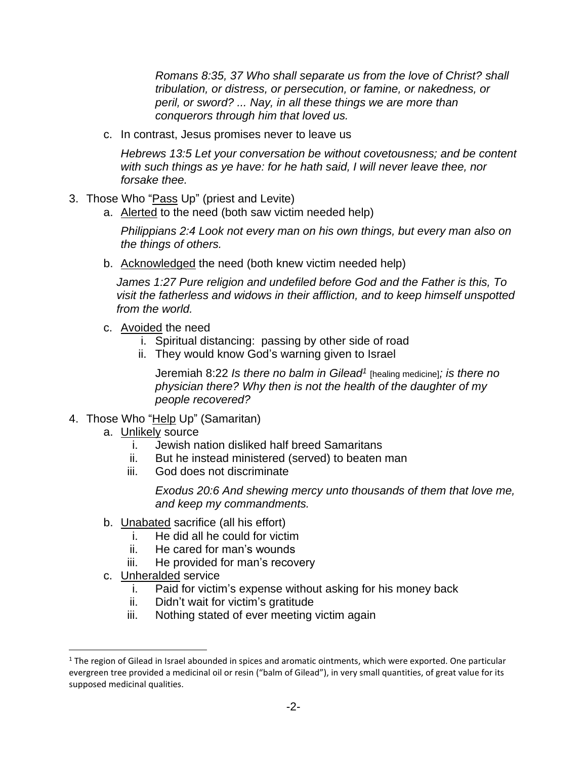*Romans 8:35, 37 Who shall separate us from the love of Christ? shall tribulation, or distress, or persecution, or famine, or nakedness, or peril, or sword? ... Nay, in all these things we are more than conquerors through him that loved us.*

c. In contrast, Jesus promises never to leave us

*Hebrews 13:5 Let your conversation be without covetousness; and be content with such things as ye have: for he hath said, I will never leave thee, nor forsake thee.*

3. Those Who "<u>Pass</u> Up" (priest and Levite)
   a. <u>Alerted</u> to the need (both saw victim needed help)

   *Philippians 2:4 Look not every man on his own things, but every man also on the things of others.*

   b. <u>Acknowledged</u> the need (both knew victim needed help)

   *James 1:27 Pure religion and undefiled before God and the Father is this, To visit the fatherless and widows in their affliction, and to keep himself unspotted from the world.*

   c. <u>Avoided</u> the need
      i. Spiritual distancing: passing by other side of road
      ii. They would know God's warning given to Israel

      Jeremiah 8:22 *Is there no balm in Gilead*[1] [healing medicine]*; is there no physician there? Why then is not the health of the daughter of my people recovered?*

4. Those Who "<u>Help</u> Up" (Samaritan)
   a. <u>Unlikely</u> source
      i. Jewish nation disliked half breed Samaritans
      ii. But he instead ministered (served) to beaten man
      iii. God does not discriminate

      *Exodus 20:6 And shewing mercy unto thousands of them that love me, and keep my commandments.*

   b. <u>Unabated</u> sacrifice (all his effort)
      i. He did all he could for victim
      ii. He cared for man's wounds
      iii. He provided for man's recovery
   c. <u>Unheralded</u> service
      i. Paid for victim's expense without asking for his money back
      ii. Didn't wait for victim's gratitude
      iii. Nothing stated of ever meeting victim again

---

[1] The region of Gilead in Israel abounded in spices and aromatic ointments, which were exported. One particular evergreen tree provided a medicinal oil or resin ("balm of Gilead"), in very small quantities, of great value for its supposed medicinal qualities.